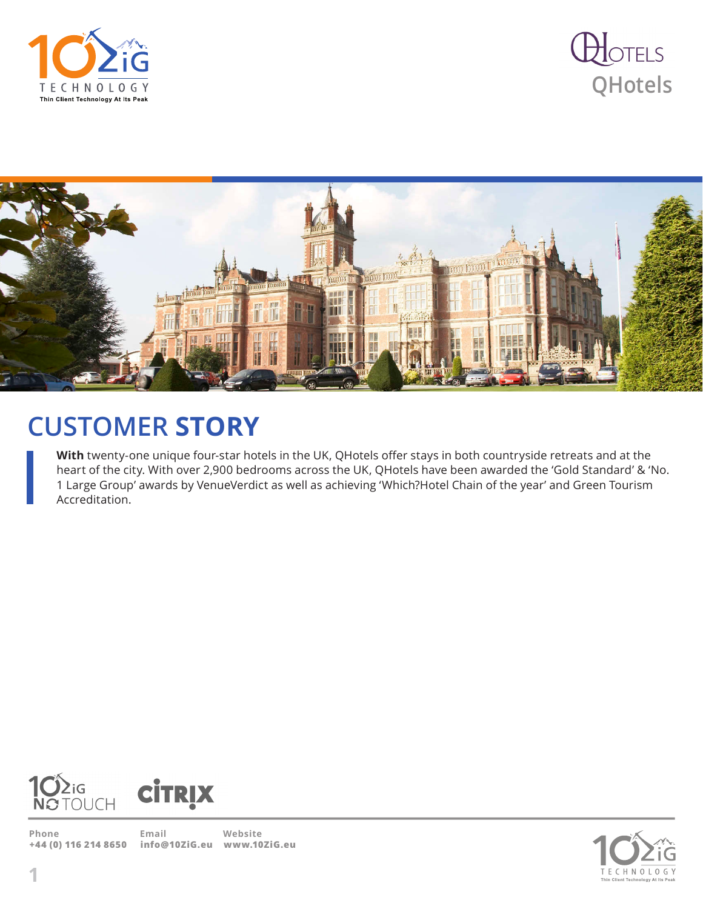# CUSTOMER STORY

**With** twenty-one unique four-star hotels in the UK, QHotels offer stays in both countryside retreats and at the heart of the city. With over 2,900 bedrooms across the UK, QHotels have been awarded the 'Gold Standard' & 'No. 1 Large Group' awards by VenueVerdict as well as achieving 'Which?Hotel Chain of the year' and Green Tourism Accreditation.

**Phone**
+44 (0) 116 214 8650

**Email**
info@10ZiG.eu

**Website**
www.10ZiG.eu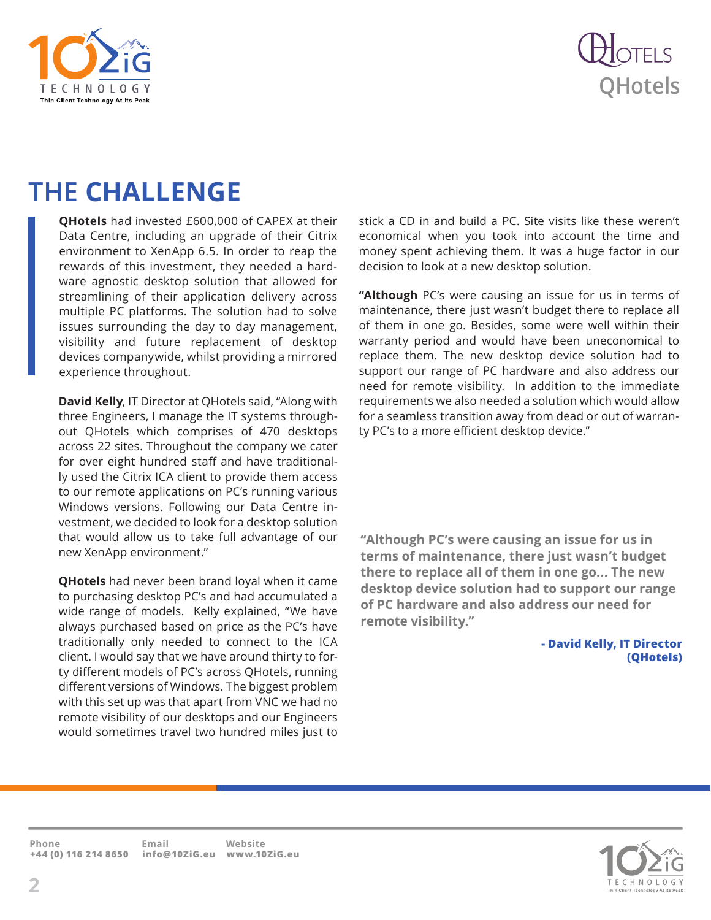# THE CHALLENGE

**QHotels** had invested £600,000 of CAPEX at their Data Centre, including an upgrade of their Citrix environment to XenApp 6.5. In order to reap the rewards of this investment, they needed a hardware agnostic desktop solution that allowed for streamlining of their application delivery across multiple PC platforms. The solution had to solve issues surrounding the day to day management, visibility and future replacement of desktop devices companywide, whilst providing a mirrored experience throughout.

**David Kelly**, IT Director at QHotels said, "Along with three Engineers, I manage the IT systems throughout QHotels which comprises of 470 desktops across 22 sites. Throughout the company we cater for over eight hundred staff and have traditionally used the Citrix ICA client to provide them access to our remote applications on PC's running various Windows versions. Following our Data Centre investment, we decided to look for a desktop solution that would allow us to take full advantage of our new XenApp environment."

**QHotels** had never been brand loyal when it came to purchasing desktop PC's and had accumulated a wide range of models. Kelly explained, "We have always purchased based on price as the PC's have traditionally only needed to connect to the ICA client. I would say that we have around thirty to forty different models of PC's across QHotels, running different versions of Windows. The biggest problem with this set up was that apart from VNC we had no remote visibility of our desktops and our Engineers would sometimes travel two hundred miles just to stick a CD in and build a PC. Site visits like these weren't economical when you took into account the time and money spent achieving them. It was a huge factor in our decision to look at a new desktop solution.

**"Although** PC's were causing an issue for us in terms of maintenance, there just wasn't budget there to replace all of them in one go. Besides, some were well within their warranty period and would have been uneconomical to replace them. The new desktop device solution had to support our range of PC hardware and also address our need for remote visibility. In addition to the immediate requirements we also needed a solution which would allow for a seamless transition away from dead or out of warranty PC's to a more efficient desktop device."

**"Although PC's were causing an issue for us in terms of maintenance, there just wasn't budget there to replace all of them in one go... The new desktop device solution had to support our range of PC hardware and also address our need for remote visibility."**

**- David Kelly, IT Director (QHotels)**

Phone +44 (0) 116 214 8650 | Email info@10ZiG.eu | Website www.10ZiG.eu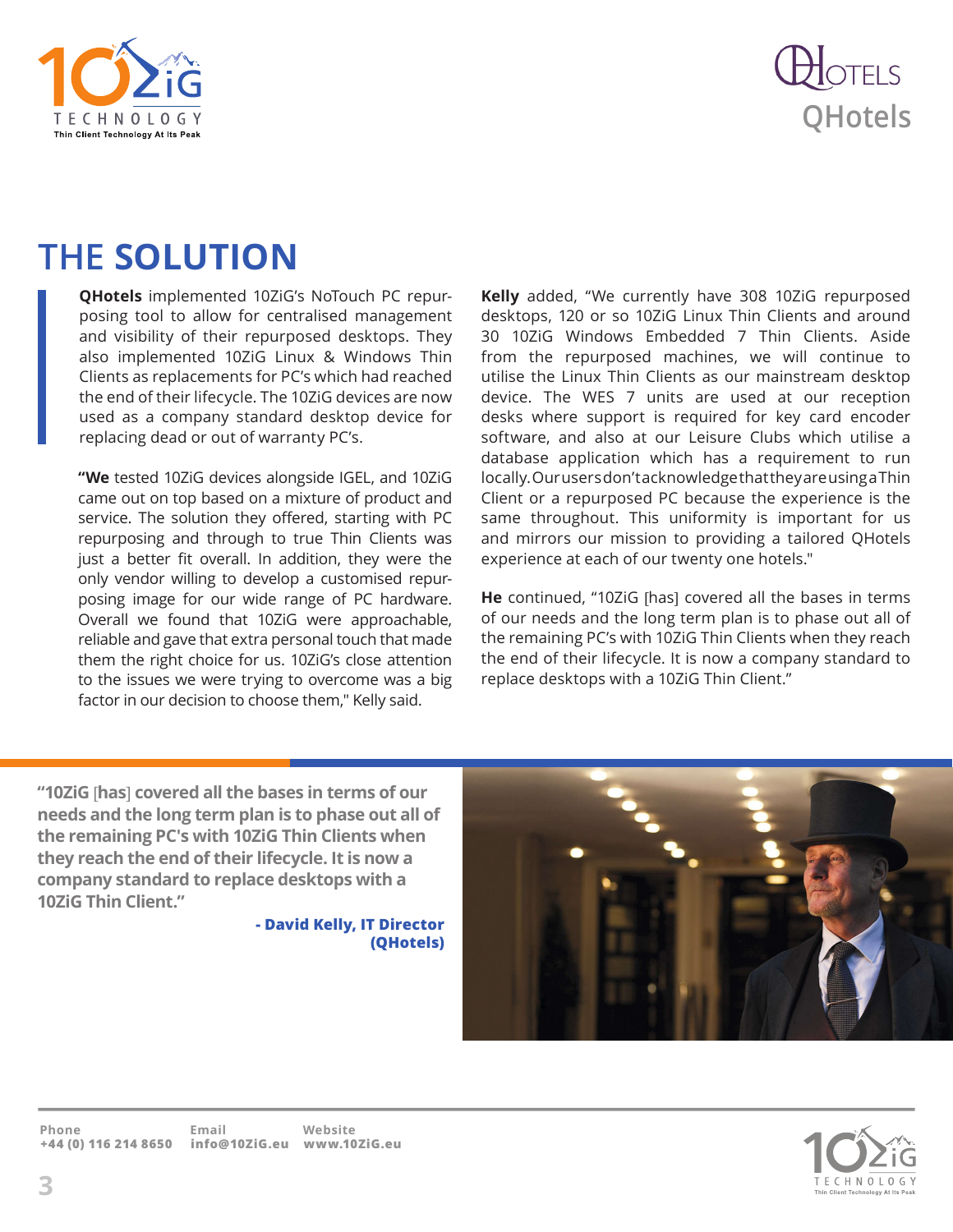# THE SOLUTION

**QHotels** implemented 10ZiG's NoTouch PC repurposing tool to allow for centralised management and visibility of their repurposed desktops. They also implemented 10ZiG Linux & Windows Thin Clients as replacements for PC's which had reached the end of their lifecycle. The 10ZiG devices are now used as a company standard desktop device for replacing dead or out of warranty PC's.

**"We** tested 10ZiG devices alongside IGEL, and 10ZiG came out on top based on a mixture of product and service. The solution they offered, starting with PC repurposing and through to true Thin Clients was just a better fit overall. In addition, they were the only vendor willing to develop a customised repurposing image for our wide range of PC hardware. Overall we found that 10ZiG were approachable, reliable and gave that extra personal touch that made them the right choice for us. 10ZiG's close attention to the issues we were trying to overcome was a big factor in our decision to choose them," Kelly said.

**Kelly** added, "We currently have 308 10ZiG repurposed desktops, 120 or so 10ZiG Linux Thin Clients and around 30 10ZiG Windows Embedded 7 Thin Clients. Aside from the repurposed machines, we will continue to utilise the Linux Thin Clients as our mainstream desktop device. The WES 7 units are used at our reception desks where support is required for key card encoder software, and also at our Leisure Clubs which utilise a database application which has a requirement to run locally. Our users don't acknowledge that they are using a Thin Client or a repurposed PC because the experience is the same throughout. This uniformity is important for us and mirrors our mission to providing a tailored QHotels experience at each of our twenty one hotels."

**He** continued, "10ZiG [has] covered all the bases in terms of our needs and the long term plan is to phase out all of the remaining PC's with 10ZiG Thin Clients when they reach the end of their lifecycle. It is now a company standard to replace desktops with a 10ZiG Thin Client."

> **"10ZiG [has] covered all the bases in terms of our needs and the long term plan is to phase out all of the remaining PC's with 10ZiG Thin Clients when they reach the end of their lifecycle. It is now a company standard to replace desktops with a 10ZiG Thin Client."**
>
> **- David Kelly, IT Director (QHotels)**

**Phone** +44 (0) 116 214 8650 | **Email** info@10ZiG.eu | **Website** www.10ZiG.eu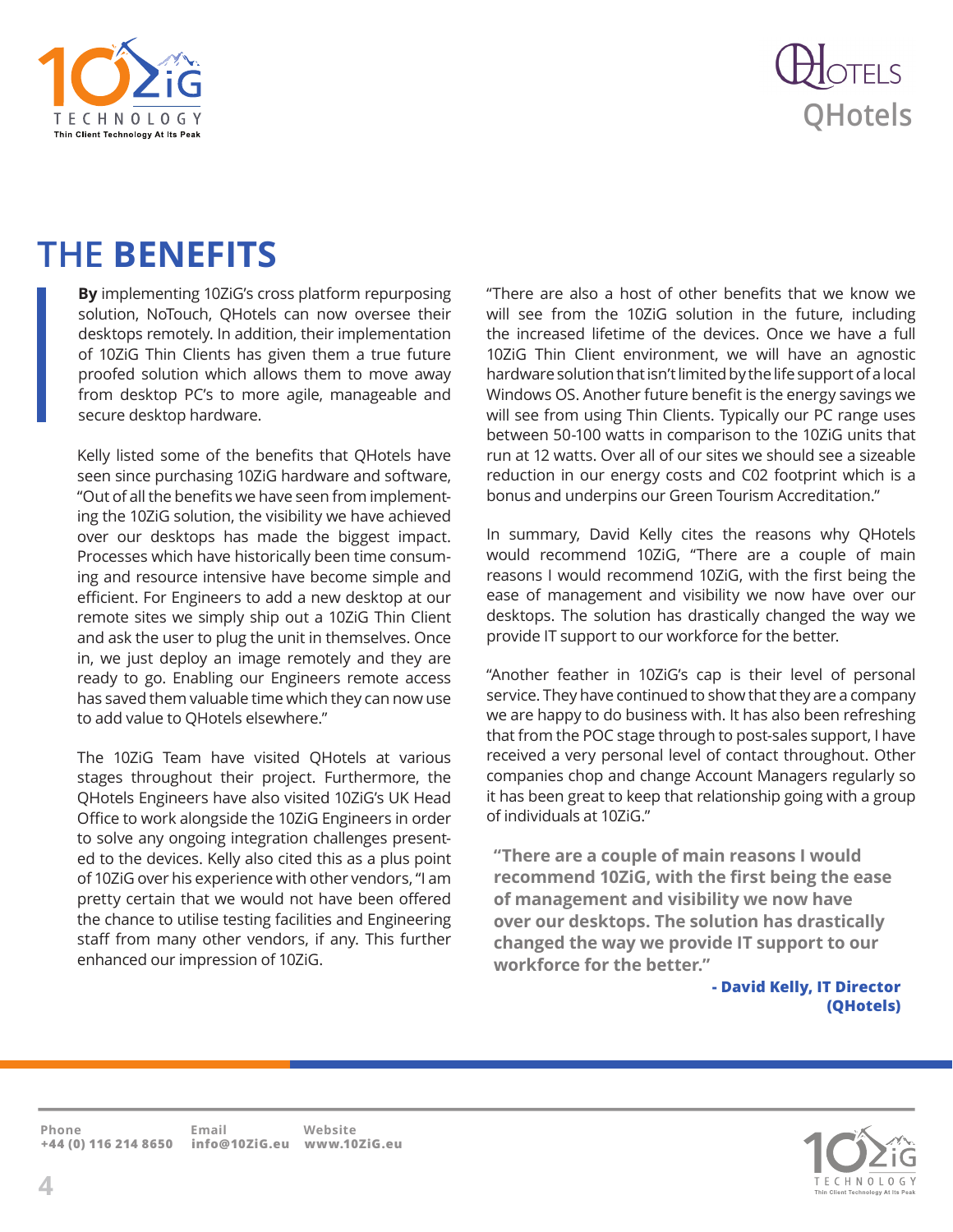# THE BENEFITS

**By** implementing 10ZiG's cross platform repurposing solution, NoTouch, QHotels can now oversee their desktops remotely. In addition, their implementation of 10ZiG Thin Clients has given them a true future proofed solution which allows them to move away from desktop PC's to more agile, manageable and secure desktop hardware.

Kelly listed some of the benefits that QHotels have seen since purchasing 10ZiG hardware and software, "Out of all the benefits we have seen from implementing the 10ZiG solution, the visibility we have achieved over our desktops has made the biggest impact. Processes which have historically been time consuming and resource intensive have become simple and efficient. For Engineers to add a new desktop at our remote sites we simply ship out a 10ZiG Thin Client and ask the user to plug the unit in themselves. Once in, we just deploy an image remotely and they are ready to go. Enabling our Engineers remote access has saved them valuable time which they can now use to add value to QHotels elsewhere."

The 10ZiG Team have visited QHotels at various stages throughout their project. Furthermore, the QHotels Engineers have also visited 10ZiG's UK Head Office to work alongside the 10ZiG Engineers in order to solve any ongoing integration challenges presented to the devices. Kelly also cited this as a plus point of 10ZiG over his experience with other vendors, "I am pretty certain that we would not have been offered the chance to utilise testing facilities and Engineering staff from many other vendors, if any. This further enhanced our impression of 10ZiG.

"There are also a host of other benefits that we know we will see from the 10ZiG solution in the future, including the increased lifetime of the devices. Once we have a full 10ZiG Thin Client environment, we will have an agnostic hardware solution that isn't limited by the life support of a local Windows OS. Another future benefit is the energy savings we will see from using Thin Clients. Typically our PC range uses between 50-100 watts in comparison to the 10ZiG units that run at 12 watts. Over all of our sites we should see a sizeable reduction in our energy costs and C02 footprint which is a bonus and underpins our Green Tourism Accreditation."

In summary, David Kelly cites the reasons why QHotels would recommend 10ZiG, "There are a couple of main reasons I would recommend 10ZiG, with the first being the ease of management and visibility we now have over our desktops. The solution has drastically changed the way we provide IT support to our workforce for the better.

"Another feather in 10ZiG's cap is their level of personal service. They have continued to show that they are a company we are happy to do business with. It has also been refreshing that from the POC stage through to post-sales support, I have received a very personal level of contact throughout. Other companies chop and change Account Managers regularly so it has been great to keep that relationship going with a group of individuals at 10ZiG."

> **"There are a couple of main reasons I would recommend 10ZiG, with the first being the ease of management and visibility we now have over our desktops. The solution has drastically changed the way we provide IT support to our workforce for the better."**
>
> **- David Kelly, IT Director (QHotels)**

**Phone** +44 (0) 116 214 8650 **Email** info@10ZiG.eu **Website** www.10ZiG.eu